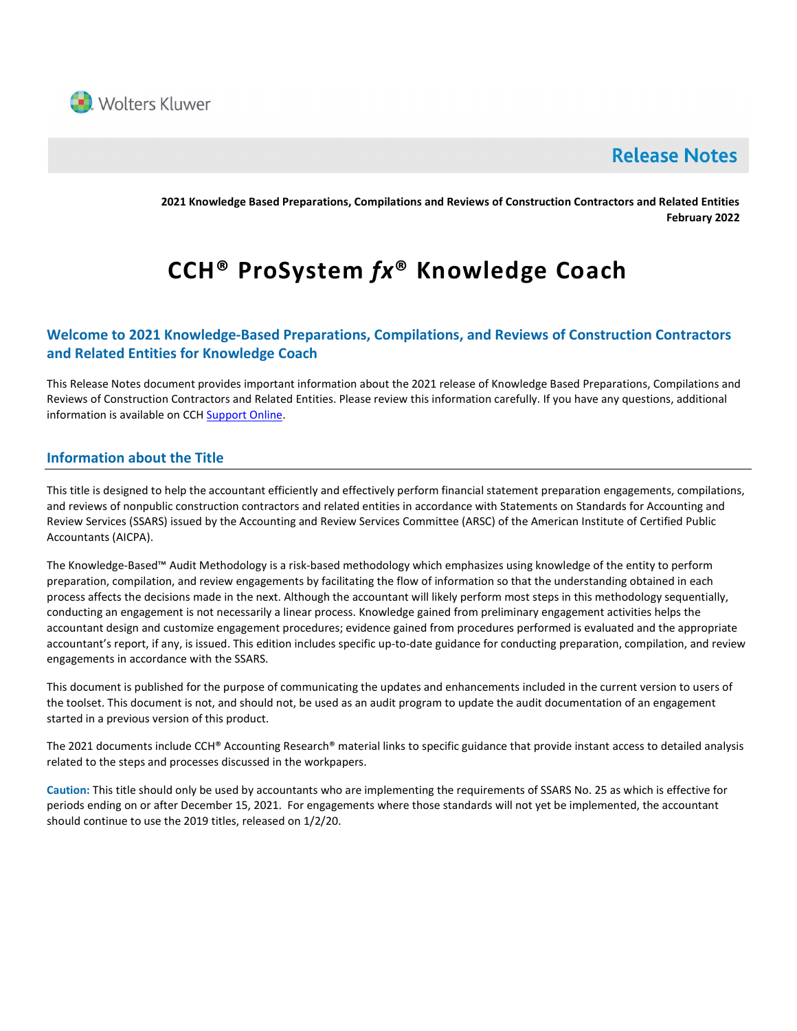Wolters Kluwer

# Release Notes

**2021 Knowledge Based Preparations, Compilations and Reviews of Construction Contractors and Related Entities**
**February 2022**

# CCH® ProSystem *fx*® Knowledge Coach

## Welcome to 2021 Knowledge-Based Preparations, Compilations, and Reviews of Construction Contractors and Related Entities for Knowledge Coach

This Release Notes document provides important information about the 2021 release of Knowledge Based Preparations, Compilations and Reviews of Construction Contractors and Related Entities. Please review this information carefully. If you have any questions, additional information is available on CCH Support Online.

## Information about the Title

This title is designed to help the accountant efficiently and effectively perform financial statement preparation engagements, compilations, and reviews of nonpublic construction contractors and related entities in accordance with Statements on Standards for Accounting and Review Services (SSARS) issued by the Accounting and Review Services Committee (ARSC) of the American Institute of Certified Public Accountants (AICPA).

The Knowledge-Based™ Audit Methodology is a risk-based methodology which emphasizes using knowledge of the entity to perform preparation, compilation, and review engagements by facilitating the flow of information so that the understanding obtained in each process affects the decisions made in the next. Although the accountant will likely perform most steps in this methodology sequentially, conducting an engagement is not necessarily a linear process. Knowledge gained from preliminary engagement activities helps the accountant design and customize engagement procedures; evidence gained from procedures performed is evaluated and the appropriate accountant's report, if any, is issued. This edition includes specific up-to-date guidance for conducting preparation, compilation, and review engagements in accordance with the SSARS.

This document is published for the purpose of communicating the updates and enhancements included in the current version to users of the toolset. This document is not, and should not, be used as an audit program to update the audit documentation of an engagement started in a previous version of this product.

The 2021 documents include CCH® Accounting Research® material links to specific guidance that provide instant access to detailed analysis related to the steps and processes discussed in the workpapers.

**Caution:** This title should only be used by accountants who are implementing the requirements of SSARS No. 25 as which is effective for periods ending on or after December 15, 2021. For engagements where those standards will not yet be implemented, the accountant should continue to use the 2019 titles, released on 1/2/20.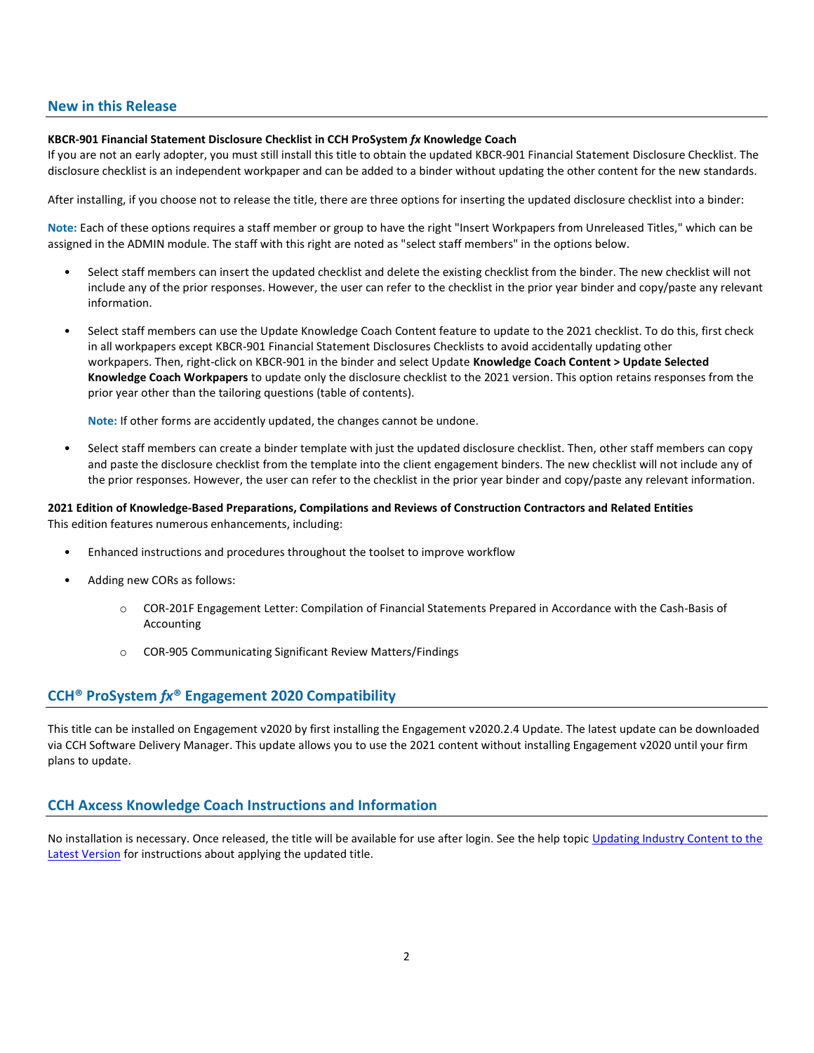## New in this Release

**KBCR-901 Financial Statement Disclosure Checklist in CCH ProSystem *fx* Knowledge Coach**
If you are not an early adopter, you must still install this title to obtain the updated KBCR-901 Financial Statement Disclosure Checklist. The disclosure checklist is an independent workpaper and can be added to a binder without updating the other content for the new standards.

After installing, if you choose not to release the title, there are three options for inserting the updated disclosure checklist into a binder:

**Note:** Each of these options requires a staff member or group to have the right "Insert Workpapers from Unreleased Titles," which can be assigned in the ADMIN module. The staff with this right are noted as "select staff members" in the options below.

- Select staff members can insert the updated checklist and delete the existing checklist from the binder. The new checklist will not include any of the prior responses. However, the user can refer to the checklist in the prior year binder and copy/paste any relevant information.
- Select staff members can use the Update Knowledge Coach Content feature to update to the 2021 checklist. To do this, first check in all workpapers except KBCR-901 Financial Statement Disclosures Checklists to avoid accidentally updating other workpapers. Then, right-click on KBCR-901 in the binder and select Update **Knowledge Coach Content > Update Selected Knowledge Coach Workpapers** to update only the disclosure checklist to the 2021 version. This option retains responses from the prior year other than the tailoring questions (table of contents).

  **Note:** If other forms are accidently updated, the changes cannot be undone.
- Select staff members can create a binder template with just the updated disclosure checklist. Then, other staff members can copy and paste the disclosure checklist from the template into the client engagement binders. The new checklist will not include any of the prior responses. However, the user can refer to the checklist in the prior year binder and copy/paste any relevant information.

**2021 Edition of Knowledge-Based Preparations, Compilations and Reviews of Construction Contractors and Related Entities**
This edition features numerous enhancements, including:

- Enhanced instructions and procedures throughout the toolset to improve workflow
- Adding new CORs as follows:
  - COR-201F Engagement Letter: Compilation of Financial Statements Prepared in Accordance with the Cash-Basis of Accounting
  - COR-905 Communicating Significant Review Matters/Findings

## CCH® ProSystem *fx*® Engagement 2020 Compatibility

This title can be installed on Engagement v2020 by first installing the Engagement v2020.2.4 Update. The latest update can be downloaded via CCH Software Delivery Manager. This update allows you to use the 2021 content without installing Engagement v2020 until your firm plans to update.

## CCH Axcess Knowledge Coach Instructions and Information

No installation is necessary. Once released, the title will be available for use after login. See the help topic Updating Industry Content to the Latest Version for instructions about applying the updated title.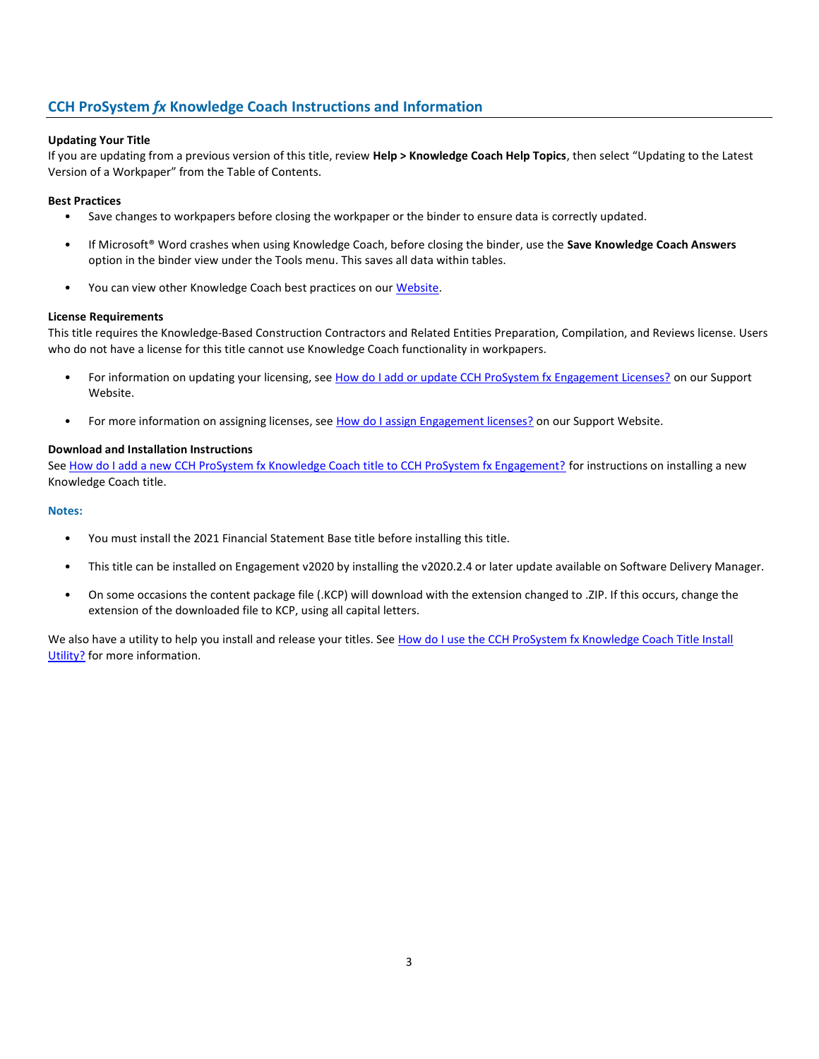## CCH ProSystem *fx* Knowledge Coach Instructions and Information

**Updating Your Title**

If you are updating from a previous version of this title, review **Help > Knowledge Coach Help Topics**, then select "Updating to the Latest Version of a Workpaper" from the Table of Contents.

**Best Practices**

- Save changes to workpapers before closing the workpaper or the binder to ensure data is correctly updated.
- If Microsoft® Word crashes when using Knowledge Coach, before closing the binder, use the **Save Knowledge Coach Answers** option in the binder view under the Tools menu. This saves all data within tables.
- You can view other Knowledge Coach best practices on our Website.

**License Requirements**

This title requires the Knowledge-Based Construction Contractors and Related Entities Preparation, Compilation, and Reviews license. Users who do not have a license for this title cannot use Knowledge Coach functionality in workpapers.

- For information on updating your licensing, see How do I add or update CCH ProSystem fx Engagement Licenses? on our Support Website.
- For more information on assigning licenses, see How do I assign Engagement licenses? on our Support Website.

**Download and Installation Instructions**

See How do I add a new CCH ProSystem fx Knowledge Coach title to CCH ProSystem fx Engagement? for instructions on installing a new Knowledge Coach title.

**Notes:**

- You must install the 2021 Financial Statement Base title before installing this title.
- This title can be installed on Engagement v2020 by installing the v2020.2.4 or later update available on Software Delivery Manager.
- On some occasions the content package file (.KCP) will download with the extension changed to .ZIP. If this occurs, change the extension of the downloaded file to KCP, using all capital letters.

We also have a utility to help you install and release your titles. See How do I use the CCH ProSystem fx Knowledge Coach Title Install Utility? for more information.